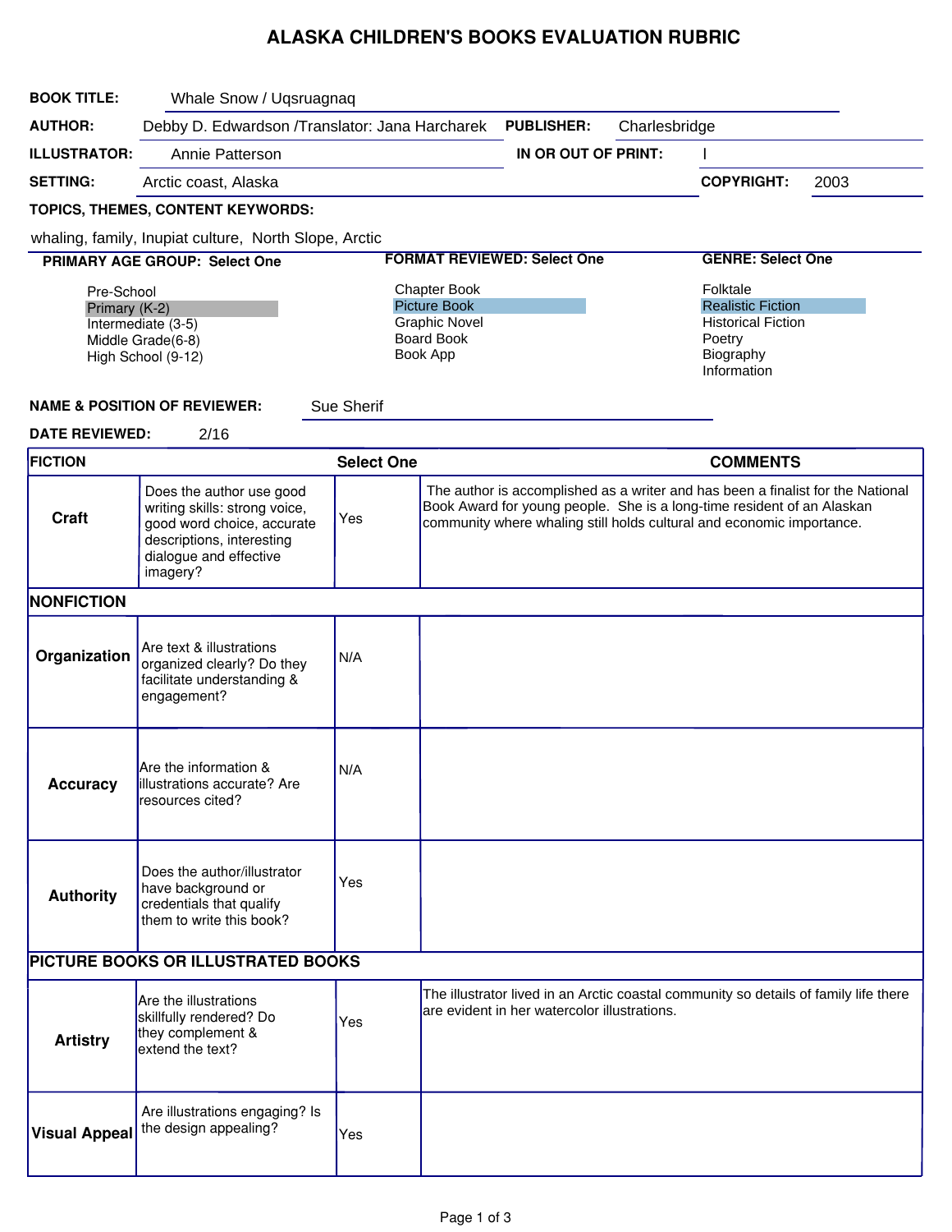# ALASKA CHILDREN'S BOOKS EVALUATION RUBRIC

**BOOK TITLE:** Whale Snow / Uqsruagnaq

**AUTHOR:** Debby D. Edwardson /Translator: Jana Harcharek **PUBLISHER:** Charlesbridge

**ILLUSTRATOR:** Annie Patterson **IN OR OUT OF PRINT:** I

**SETTING:** Arctic coast, Alaska **COPYRIGHT:** 2003

**TOPICS, THEMES, CONTENT KEYWORDS:**

whaling, family, Inupiat culture, North Slope, Arctic

| PRIMARY AGE GROUP: Select One | FORMAT REVIEWED: Select One | GENRE: Select One |
|---|---|---|
| Pre-School | Chapter Book | Folktale |
| **Primary (K-2)** (selected) | **Picture Book** (selected) | **Realistic Fiction** (selected) |
| Intermediate (3-5) | Graphic Novel | Historical Fiction |
| Middle Grade(6-8) | Board Book | Poetry |
| High School (9-12) | Book App | Biography |
| | | Information |

**NAME & POSITION OF REVIEWER:** Sue Sherif

**DATE REVIEWED:** 2/16

| FICTION | | Select One | COMMENTS |
|---|---|---|---|
| **Craft** | Does the author use good writing skills: strong voice, good word choice, accurate descriptions, interesting dialogue and effective imagery? | Yes | The author is accomplished as a writer and has been a finalist for the National Book Award for young people. She is a long-time resident of an Alaskan community where whaling still holds cultural and economic importance. |
| **NONFICTION** | | | |
| **Organization** | Are text & illustrations organized clearly? Do they facilitate understanding & engagement? | N/A | |
| **Accuracy** | Are the information & illustrations accurate? Are resources cited? | N/A | |
| **Authority** | Does the author/illustrator have background or credentials that qualify them to write this book? | Yes | |
| **PICTURE BOOKS OR ILLUSTRATED BOOKS** | | | |
| **Artistry** | Are the illustrations skillfully rendered? Do they complement & extend the text? | Yes | The illustrator lived in an Arctic coastal community so details of family life there are evident in her watercolor illustrations. |
| **Visual Appeal** | Are illustrations engaging? Is the design appealing? | Yes | |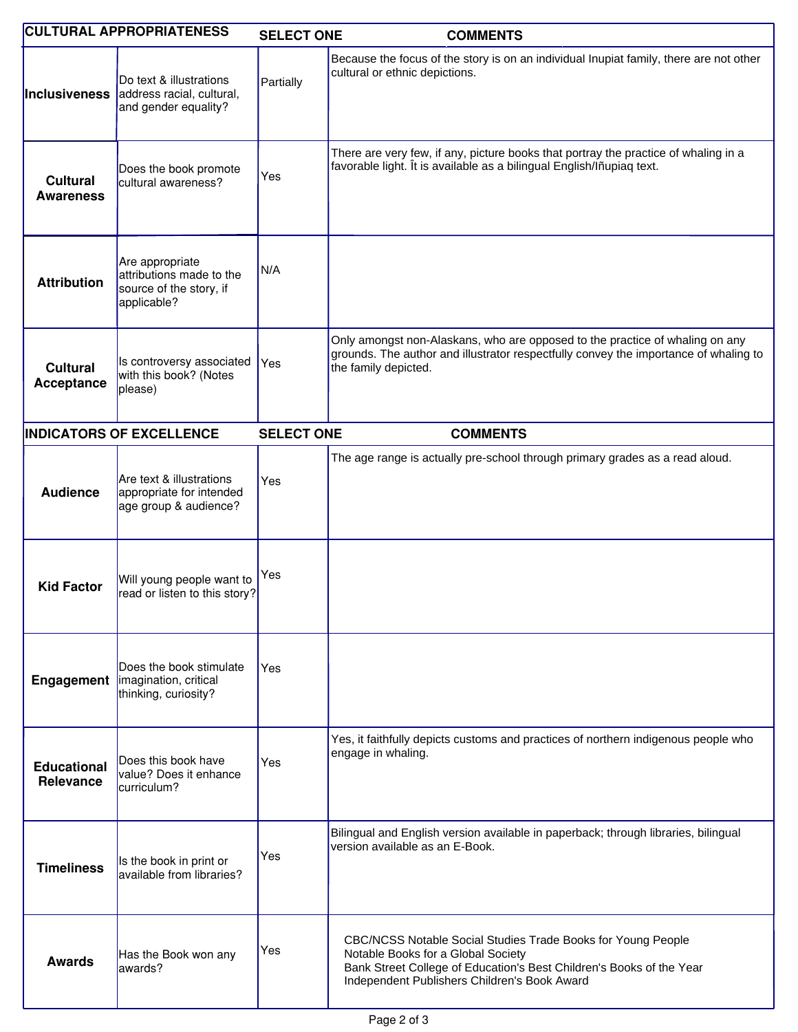| CULTURAL APPROPRIATENESS | | SELECT ONE | COMMENTS |
|---|---|---|---|
| **Inclusiveness** | Do text & illustrations address racial, cultural, and gender equality? | Partially | Because the focus of the story is on an individual Inupiat family, there are not other cultural or ethnic depictions. |
| **Cultural Awareness** | Does the book promote cultural awareness? | Yes | There are very few, if any, picture books that portray the practice of whaling in a favorable light. Ît is available as a bilingual English/Iñupiaq text. |
| **Attribution** | Are appropriate attributions made to the source of the story, if applicable? | N/A | |
| **Cultural Acceptance** | Is controversy associated with this book? (Notes please) | Yes | Only amongst non-Alaskans, who are opposed to the practice of whaling on any grounds. The author and illustrator respectfully convey the importance of whaling to the family depicted. |

| INDICATORS OF EXCELLENCE | | SELECT ONE | COMMENTS |
|---|---|---|---|
| **Audience** | Are text & illustrations appropriate for intended age group & audience? | Yes | The age range is actually pre-school through primary grades as a read aloud. |
| **Kid Factor** | Will young people want to read or listen to this story? | Yes | |
| **Engagement** | Does the book stimulate imagination, critical thinking, curiosity? | Yes | |
| **Educational Relevance** | Does this book have value? Does it enhance curriculum? | Yes | Yes, it faithfully depicts customs and practices of northern indigenous people who engage in whaling. |
| **Timeliness** | Is the book in print or available from libraries? | Yes | Bilingual and English version available in paperback; through libraries, bilingual version available as an E-Book. |
| **Awards** | Has the Book won any awards? | Yes | CBC/NCSS Notable Social Studies Trade Books for Young People<br>Notable Books for a Global Society<br>Bank Street College of Education's Best Children's Books of the Year<br>Independent Publishers Children's Book Award |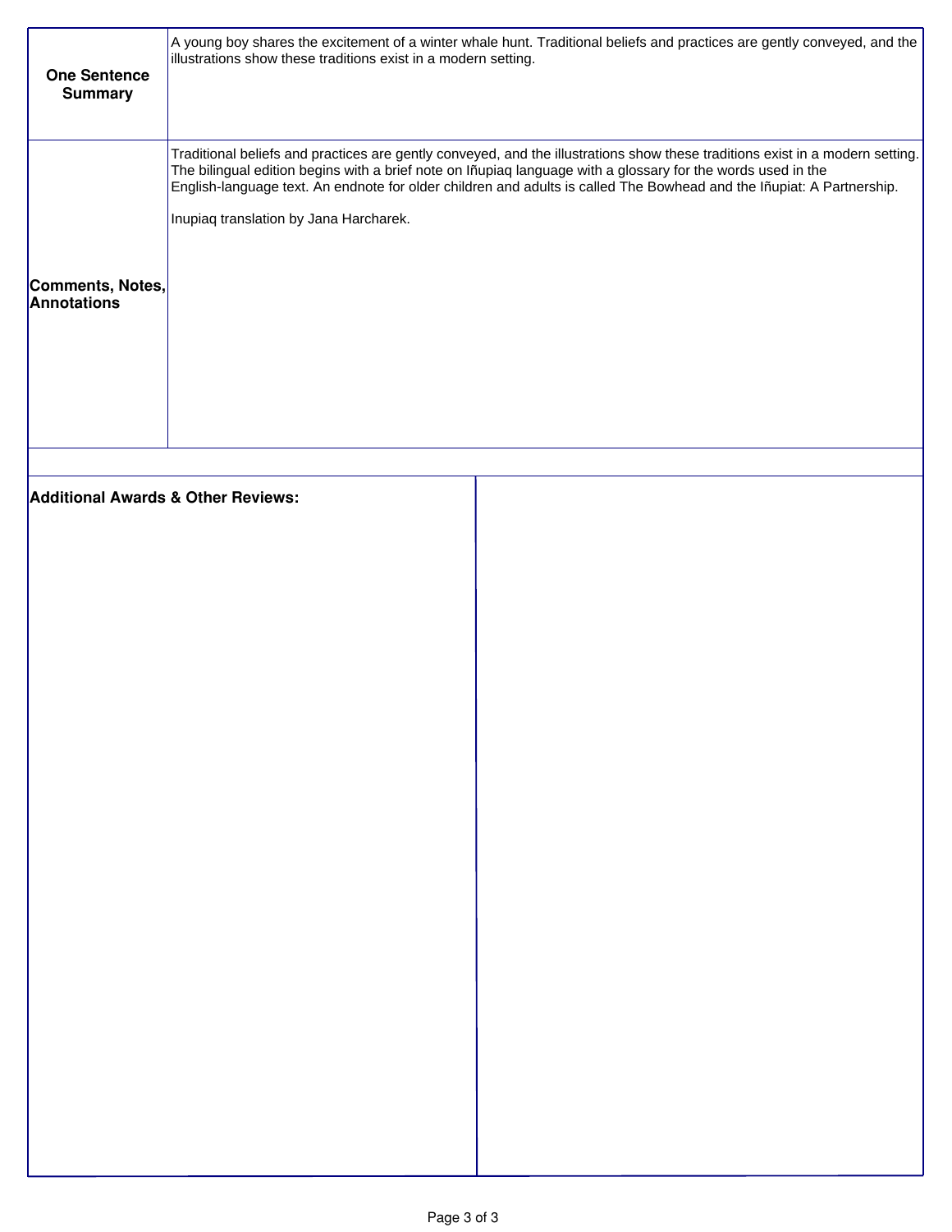| | |
|---|---|
| **One Sentence Summary** | A young boy shares the excitement of a winter whale hunt. Traditional beliefs and practices are gently conveyed, and the illustrations show these traditions exist in a modern setting. |
| **Comments, Notes, Annotations** | Traditional beliefs and practices are gently conveyed, and the illustrations show these traditions exist in a modern setting. The bilingual edition begins with a brief note on Iñupiaq language with a glossary for the words used in the English-language text. An endnote for older children and adults is called The Bowhead and the Iñupiat: A Partnership.<br><br>Inupiaq translation by Jana Harcharek. |

**Additional Awards & Other Reviews:**